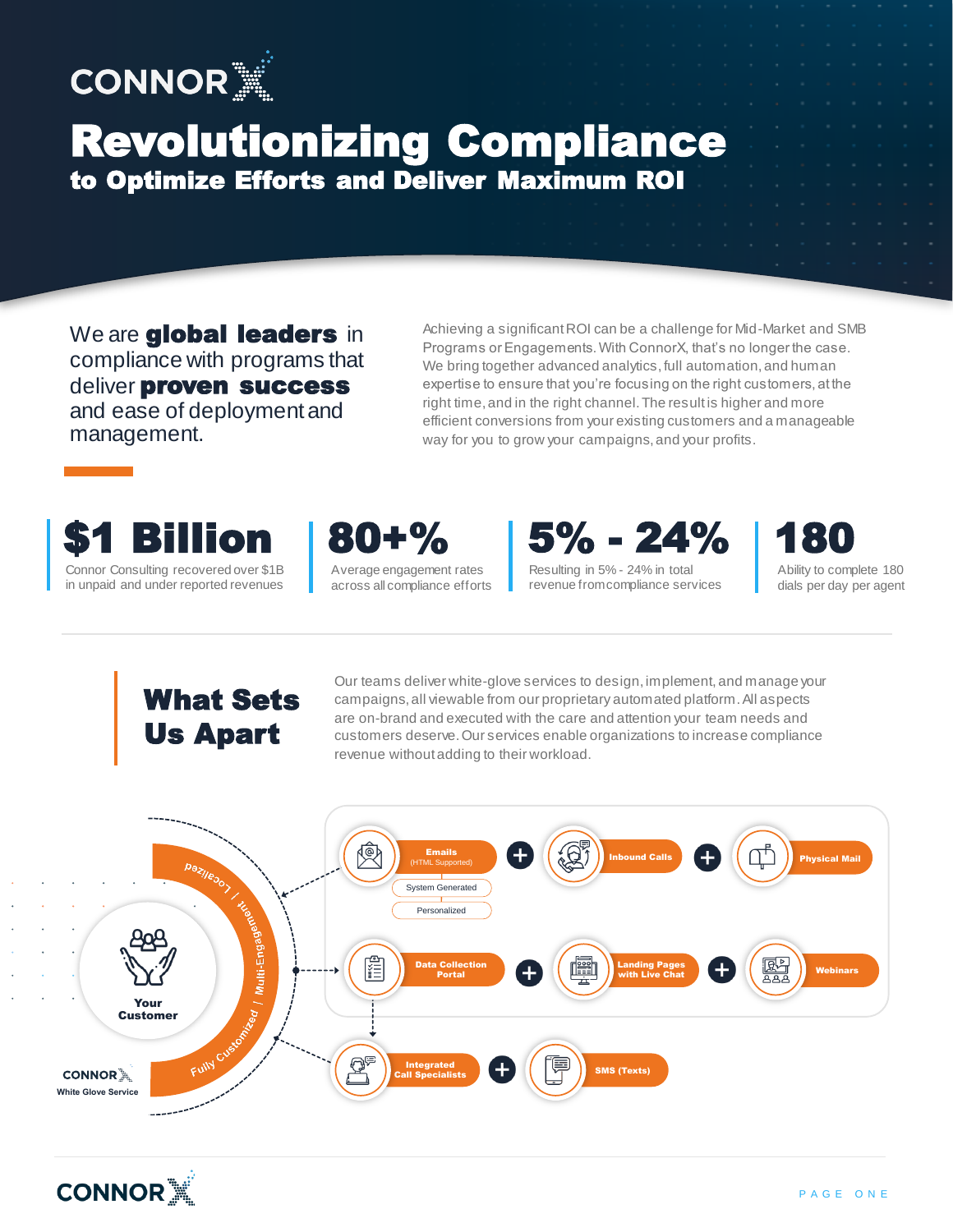# CONNORX

# Revolutionizing Compliance

## to Optimize Efforts and Deliver Maximum ROI

We are **global leaders** in compliance with programs that deliver **proven success** and ease of deployment and management.

Achieving a significant ROI can be a challenge for Mid-Market and SMB Programs or Engagements. With ConnorX, that's no longer the case. We bring together advanced analytics, full automation, and human expertise to ensure that you're focusing on the right customers, at the right time, and in the right channel. The result is higher and more efficient conversions from your existing customers and a manageable way for you to grow your campaigns, and your profits.

**$1 Billion**
Connor Consulting recovered over $1B in unpaid and under reported revenues

**80+%**
Average engagement rates across all compliance efforts

**5% - 24%**
Resulting in 5% - 24% in total revenue from compliance services

**180**
Ability to complete 180 dials per day per agent

## What Sets Us Apart

Our teams deliver white-glove services to design, implement, and manage your campaigns, all viewable from our proprietary automated platform. All aspects are on-brand and executed with the care and attention your team needs and customers deserve. Our services enable organizations to increase compliance revenue without adding to their workload.

Your Customer

Localized / Multi-Engagement / Fully Customized

CONNORX White Glove Service

- Emails (HTML Supported)
  - System Generated
  - Personalized
- Inbound Calls
- Physical Mail
- Data Collection Portal
- Landing Pages with Live Chat
- Webinars
- Integrated Call Specialists
- SMS (Texts)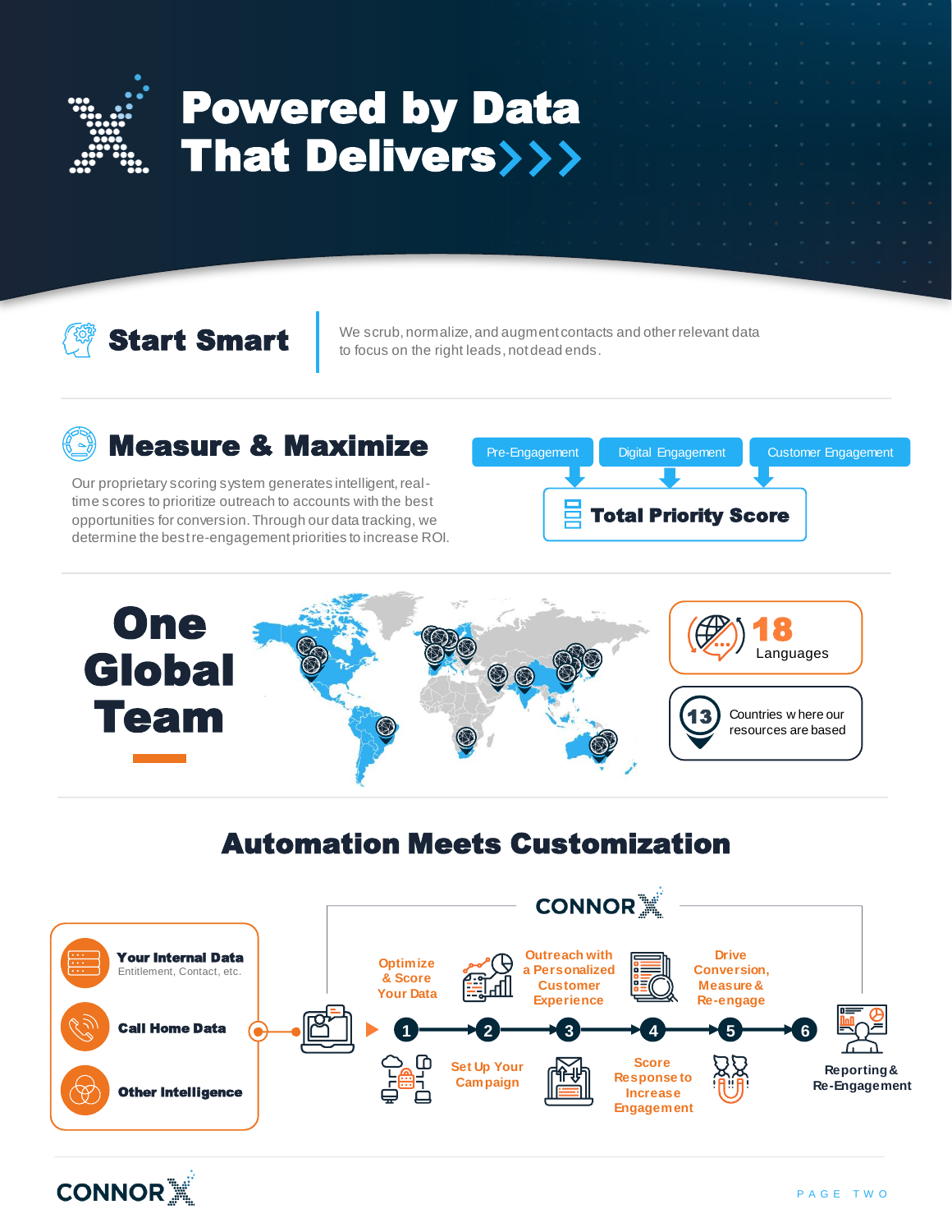# Powered by Data That Delivers>>>

## Start Smart

We scrub, normalize, and augment contacts and other relevant data to focus on the right leads, not dead ends.

## Measure & Maximize

Our proprietary scoring system generates intelligent, real-time scores to prioritize outreach to accounts with the best opportunities for conversion. Through our data tracking, we determine the best re-engagement priorities to increase ROI.

Pre-Engagement | Digital Engagement | Customer Engagement

**Total Priority Score**

## One Global Team

**18** Languages

**13** Countries where our resources are based

## Automation Meets Customization

- **Your Internal Data** — Entitlement, Contact, etc.
- **Call Home Data**
- **Other Intelligence**

CONNORX

1. Optimize & Score Your Data
2. Set Up Your Campaign
3. Outreach with a Personalized Customer Experience
4. Score Response to Increase Engagement
5. Drive Conversion, Measure & Re-engage
6. Reporting & Re-Engagement

CONNORX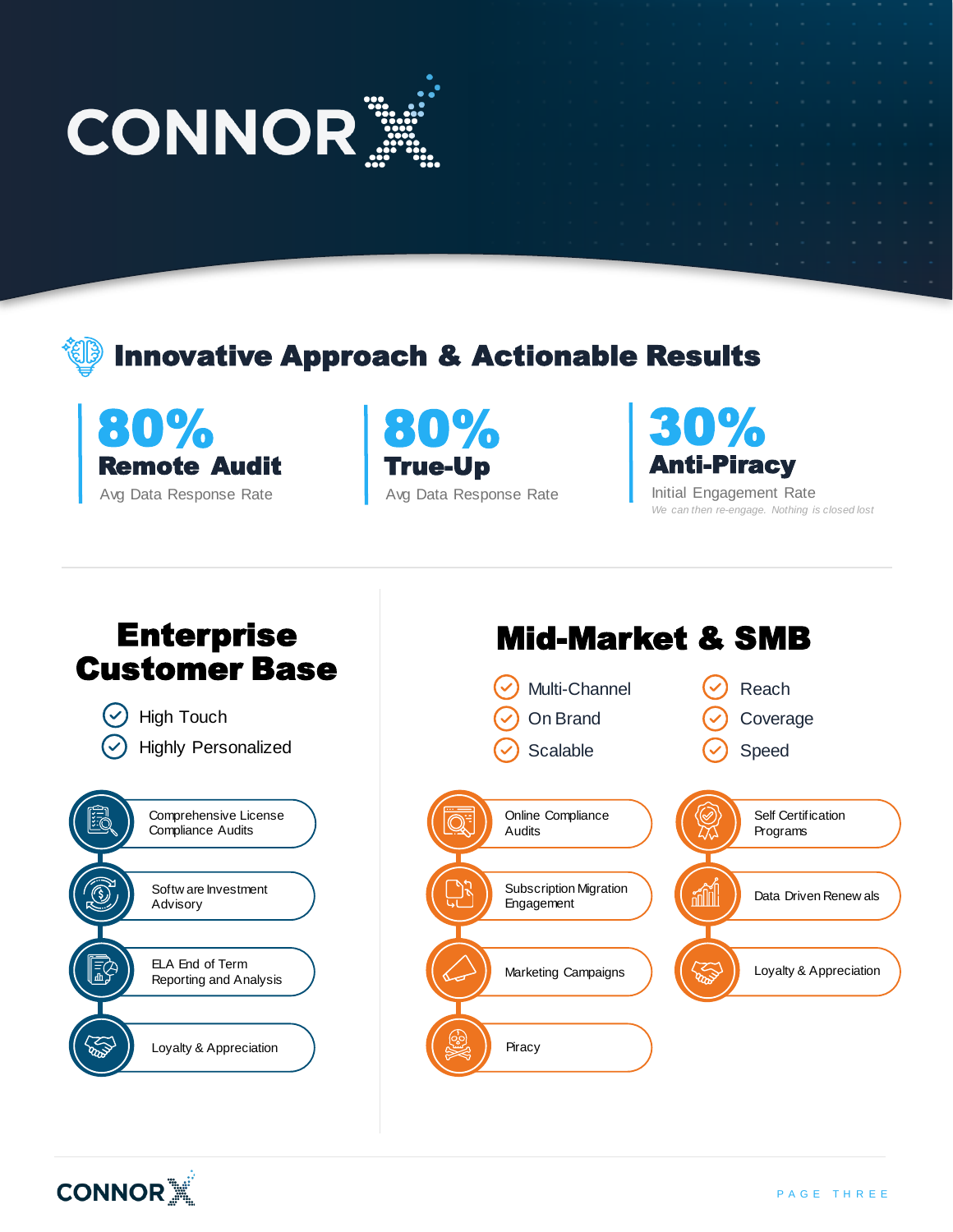# CONNOR X

## Innovative Approach & Actionable Results

**80%**
**Remote Audit**
Avg Data Response Rate

**80%**
**True-Up**
Avg Data Response Rate

**30%**
**Anti-Piracy**
Initial Engagement Rate
*We can then re-engage. Nothing is closed lost*

## Enterprise Customer Base

- High Touch
- Highly Personalized

- Comprehensive License Compliance Audits
- Software Investment Advisory
- ELA End of Term Reporting and Analysis
- Loyalty & Appreciation

## Mid-Market & SMB

- Multi-Channel
- On Brand
- Scalable
- Reach
- Coverage
- Speed

- Online Compliance Audits
- Subscription Migration Engagement
- Marketing Campaigns
- Piracy
- Self Certification Programs
- Data Driven Renewals
- Loyalty & Appreciation